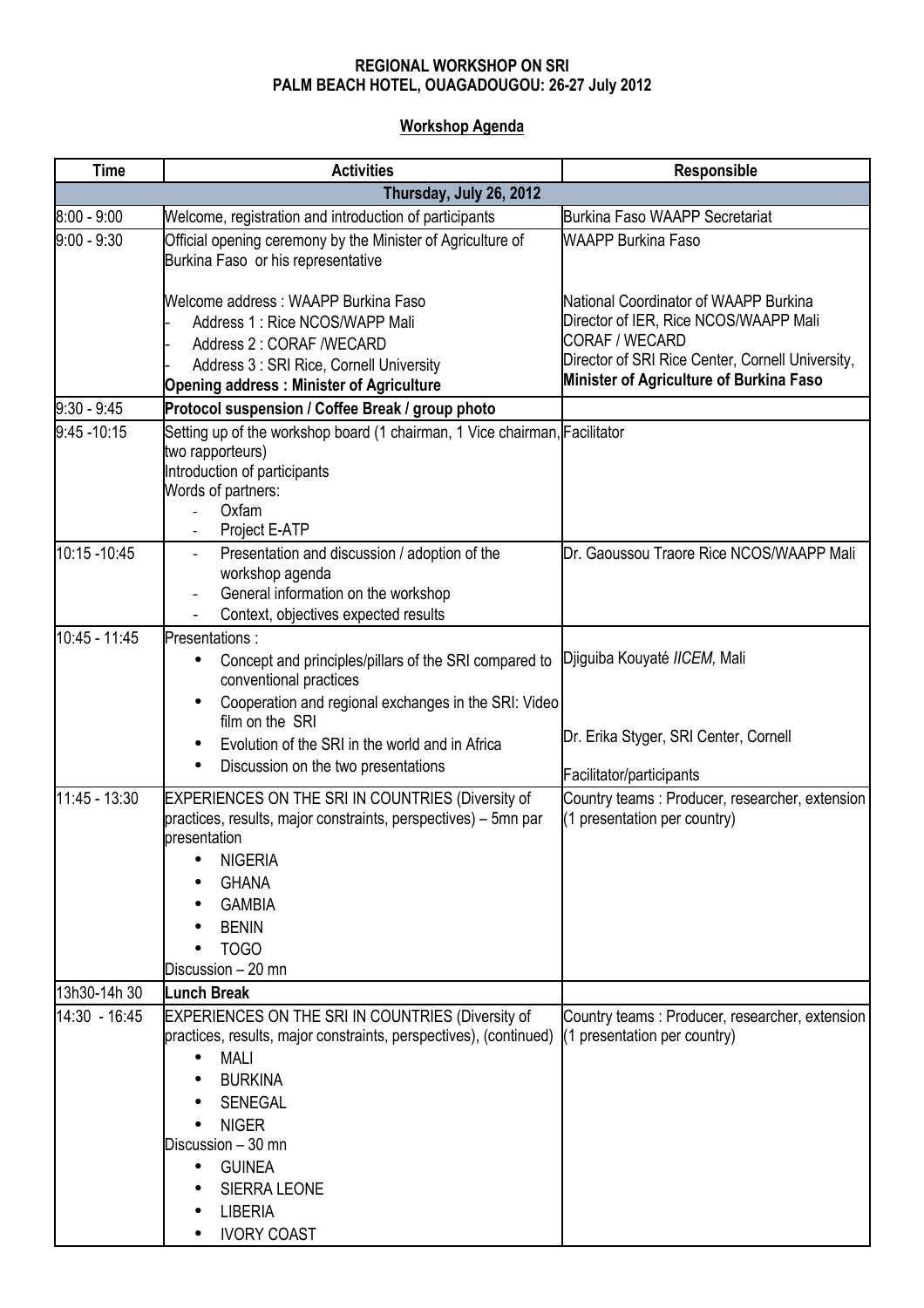**REGIONAL WORKSHOP ON SRI**
**PALM BEACH HOTEL, OUAGADOUGOU: 26-27 July 2012**

**Workshop Agenda**

| Time | Activities | Responsible |
|---|---|---|
| **Thursday, July 26, 2012** | | |
| 8:00 - 9:00 | Welcome, registration and introduction of participants | Burkina Faso WAAPP Secretariat |
| 9:00 - 9:30 | Official opening ceremony by the Minister of Agriculture of Burkina Faso or his representative<br><br>Welcome address : WAAPP Burkina Faso<br>- Address 1 : Rice NCOS/WAPP Mali<br>- Address 2 : CORAF /WECARD<br>- Address 3 : SRI Rice, Cornell University<br>**Opening address : Minister of Agriculture** | WAAPP Burkina Faso<br><br>National Coordinator of WAAPP Burkina<br>Director of IER, Rice NCOS/WAAPP Mali<br>CORAF / WECARD<br>Director of SRI Rice Center, Cornell University,<br>**Minister of Agriculture of Burkina Faso** |
| 9:30 - 9:45 | **Protocol suspension / Coffee Break / group photo** | |
| 9:45 -10:15 | Setting up of the workshop board (1 chairman, 1 Vice chairman, two rapporteurs)<br>Introduction of participants<br>Words of partners:<br>- Oxfam<br>- Project E-ATP | Facilitator |
| 10:15 -10:45 | - Presentation and discussion / adoption of the workshop agenda<br>- General information on the workshop<br>- Context, objectives expected results | Dr. Gaoussou Traore Rice NCOS/WAAPP Mali |
| 10:45 - 11:45 | Presentations :<br>• Concept and principles/pillars of the SRI compared to conventional practices<br>• Cooperation and regional exchanges in the SRI: Video film on the SRI<br>• Evolution of the SRI in the world and in Africa<br>• Discussion on the two presentations | Djiguiba Kouyaté *IICEM,* Mali<br><br>Dr. Erika Styger, SRI Center, Cornell<br><br>Facilitator/participants |
| 11:45 - 13:30 | EXPERIENCES ON THE SRI IN COUNTRIES (Diversity of practices, results, major constraints, perspectives) – 5mn par presentation<br>• NIGERIA<br>• GHANA<br>• GAMBIA<br>• BENIN<br>• TOGO<br>Discussion – 20 mn | Country teams : Producer, researcher, extension (1 presentation per country) |
| 13h30-14h 30 | **Lunch Break** | |
| 14:30 - 16:45 | EXPERIENCES ON THE SRI IN COUNTRIES (Diversity of practices, results, major constraints, perspectives), (continued)<br>• MALI<br>• BURKINA<br>• SENEGAL<br>• NIGER<br>Discussion – 30 mn<br>• GUINEA<br>• SIERRA LEONE<br>• LIBERIA<br>• IVORY COAST | Country teams : Producer, researcher, extension (1 presentation per country) |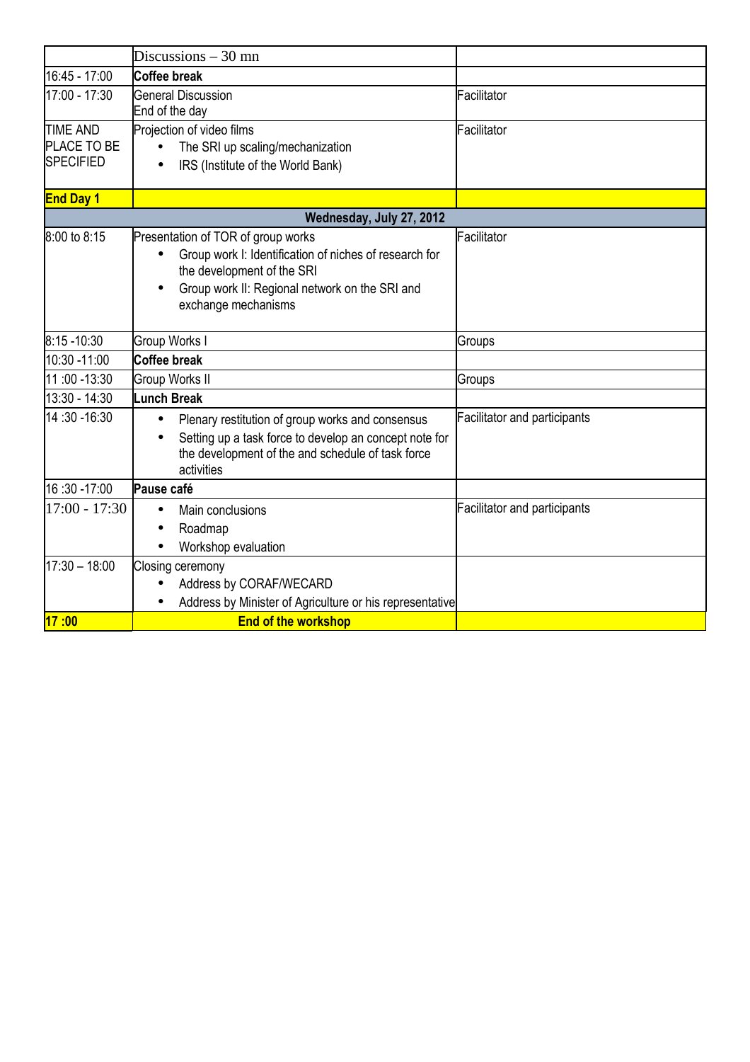| | | |
|---|---|---|
| | Discussions – 30 mn | |
| 16:45 - 17:00 | **Coffee break** | |
| 17:00 - 17:30 | General Discussion<br>End of the day | Facilitator |
| TIME AND PLACE TO BE SPECIFIED | Projection of video films<br>• The SRI up scaling/mechanization<br>• IRS (Institute of the World Bank) | Facilitator |
| **End Day 1** | | |
| | **Wednesday, July 27, 2012** | |
| 8:00 to 8:15 | Presentation of TOR of group works<br>• Group work I: Identification of niches of research for the development of the SRI<br>• Group work II: Regional network on the SRI and exchange mechanisms | Facilitator |
| 8:15 -10:30 | Group Works I | Groups |
| 10:30 -11:00 | **Coffee break** | |
| 11 :00 -13:30 | Group Works II | Groups |
| 13:30 - 14:30 | **Lunch Break** | |
| 14 :30 -16:30 | • Plenary restitution of group works and consensus<br>• Setting up a task force to develop an concept note for the development of the and schedule of task force activities | Facilitator and participants |
| 16 :30 -17:00 | **Pause café** | |
| 17:00 - 17:30 | • Main conclusions<br>• Roadmap<br>• Workshop evaluation | Facilitator and participants |
| 17:30 – 18:00 | Closing ceremony<br>• Address by CORAF/WECARD<br>• Address by Minister of Agriculture or his representative | |
| **17 :00** | **End of the workshop** | |